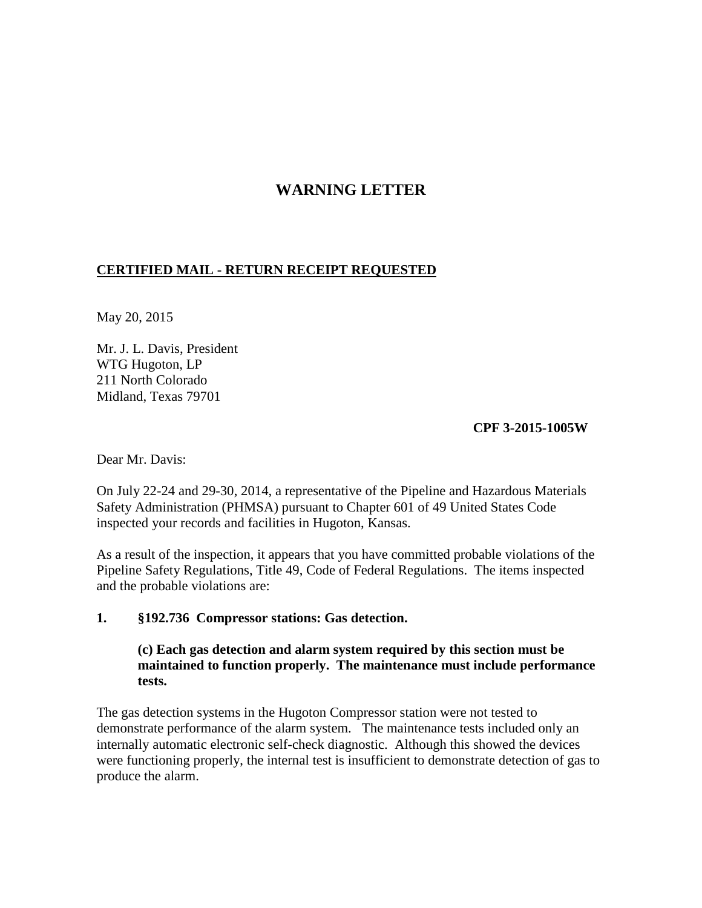# WARNING LETTER

**CERTIFIED MAIL - RETURN RECEIPT REQUESTED**

May 20, 2015

Mr. J. L. Davis, President
WTG Hugoton, LP
211 North Colorado
Midland, Texas 79701

**CPF 3-2015-1005W**

Dear Mr. Davis:

On July 22-24 and 29-30, 2014, a representative of the Pipeline and Hazardous Materials Safety Administration (PHMSA) pursuant to Chapter 601 of 49 United States Code inspected your records and facilities in Hugoton, Kansas.

As a result of the inspection, it appears that you have committed probable violations of the Pipeline Safety Regulations, Title 49, Code of Federal Regulations. The items inspected and the probable violations are:

**1. §192.736 Compressor stations: Gas detection.**

**(c) Each gas detection and alarm system required by this section must be maintained to function properly. The maintenance must include performance tests.**

The gas detection systems in the Hugoton Compressor station were not tested to demonstrate performance of the alarm system. The maintenance tests included only an internally automatic electronic self-check diagnostic. Although this showed the devices were functioning properly, the internal test is insufficient to demonstrate detection of gas to produce the alarm.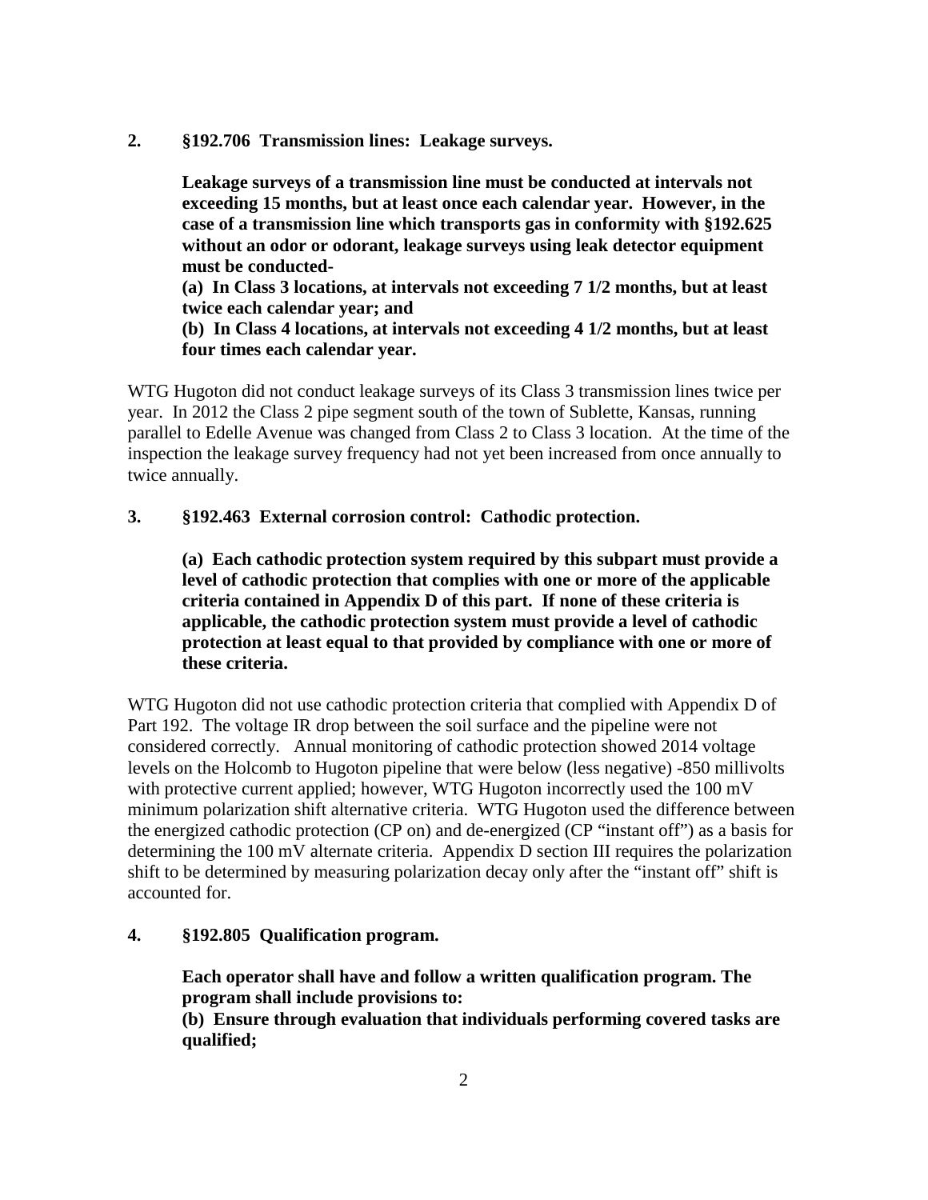**2. §192.706 Transmission lines: Leakage surveys.**

> **Leakage surveys of a transmission line must be conducted at intervals not exceeding 15 months, but at least once each calendar year. However, in the case of a transmission line which transports gas in conformity with §192.625 without an odor or odorant, leakage surveys using leak detector equipment must be conducted-**
>
> **(a) In Class 3 locations, at intervals not exceeding 7 1/2 months, but at least twice each calendar year; and**
>
> **(b) In Class 4 locations, at intervals not exceeding 4 1/2 months, but at least four times each calendar year.**

WTG Hugoton did not conduct leakage surveys of its Class 3 transmission lines twice per year. In 2012 the Class 2 pipe segment south of the town of Sublette, Kansas, running parallel to Edelle Avenue was changed from Class 2 to Class 3 location. At the time of the inspection the leakage survey frequency had not yet been increased from once annually to twice annually.

**3. §192.463 External corrosion control: Cathodic protection.**

> **(a) Each cathodic protection system required by this subpart must provide a level of cathodic protection that complies with one or more of the applicable criteria contained in Appendix D of this part. If none of these criteria is applicable, the cathodic protection system must provide a level of cathodic protection at least equal to that provided by compliance with one or more of these criteria.**

WTG Hugoton did not use cathodic protection criteria that complied with Appendix D of Part 192. The voltage IR drop between the soil surface and the pipeline were not considered correctly. Annual monitoring of cathodic protection showed 2014 voltage levels on the Holcomb to Hugoton pipeline that were below (less negative) -850 millivolts with protective current applied; however, WTG Hugoton incorrectly used the 100 mV minimum polarization shift alternative criteria. WTG Hugoton used the difference between the energized cathodic protection (CP on) and de-energized (CP "instant off") as a basis for determining the 100 mV alternate criteria. Appendix D section III requires the polarization shift to be determined by measuring polarization decay only after the "instant off" shift is accounted for.

**4. §192.805 Qualification program.**

> **Each operator shall have and follow a written qualification program. The program shall include provisions to:**
>
> **(b) Ensure through evaluation that individuals performing covered tasks are qualified;**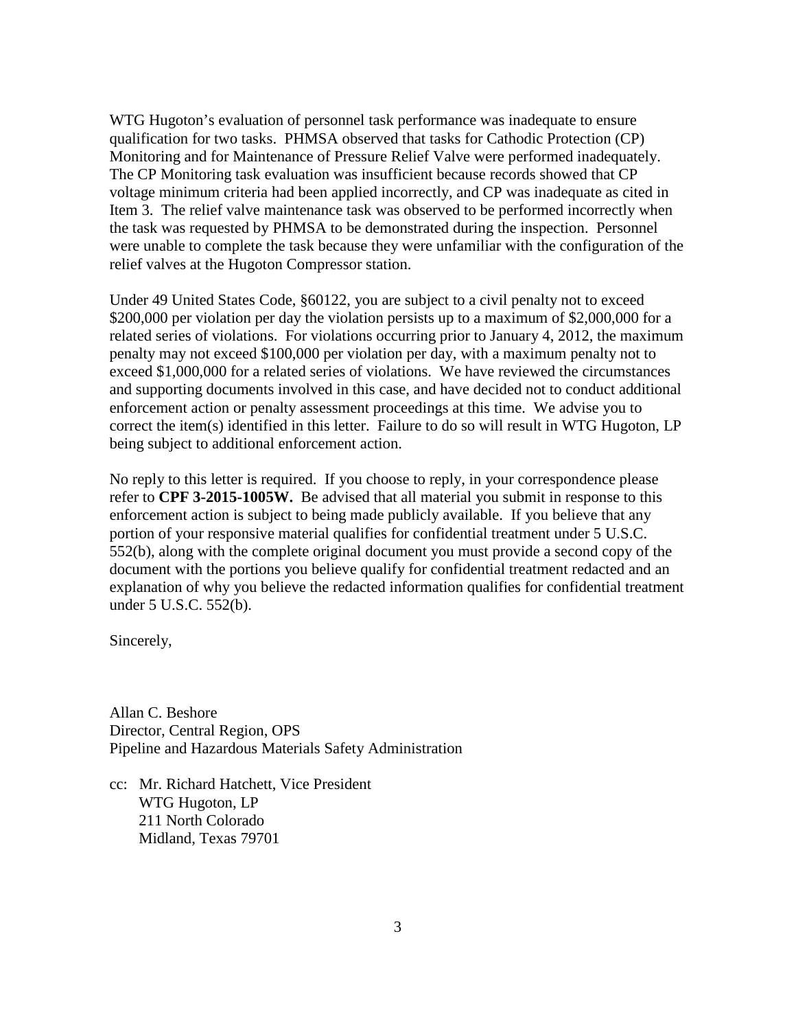WTG Hugoton's evaluation of personnel task performance was inadequate to ensure qualification for two tasks. PHMSA observed that tasks for Cathodic Protection (CP) Monitoring and for Maintenance of Pressure Relief Valve were performed inadequately. The CP Monitoring task evaluation was insufficient because records showed that CP voltage minimum criteria had been applied incorrectly, and CP was inadequate as cited in Item 3. The relief valve maintenance task was observed to be performed incorrectly when the task was requested by PHMSA to be demonstrated during the inspection. Personnel were unable to complete the task because they were unfamiliar with the configuration of the relief valves at the Hugoton Compressor station.

Under 49 United States Code, §60122, you are subject to a civil penalty not to exceed $200,000 per violation per day the violation persists up to a maximum of $2,000,000 for a related series of violations. For violations occurring prior to January 4, 2012, the maximum penalty may not exceed $100,000 per violation per day, with a maximum penalty not to exceed $1,000,000 for a related series of violations. We have reviewed the circumstances and supporting documents involved in this case, and have decided not to conduct additional enforcement action or penalty assessment proceedings at this time. We advise you to correct the item(s) identified in this letter. Failure to do so will result in WTG Hugoton, LP being subject to additional enforcement action.

No reply to this letter is required. If you choose to reply, in your correspondence please refer to **CPF 3-2015-1005W.** Be advised that all material you submit in response to this enforcement action is subject to being made publicly available. If you believe that any portion of your responsive material qualifies for confidential treatment under 5 U.S.C. 552(b), along with the complete original document you must provide a second copy of the document with the portions you believe qualify for confidential treatment redacted and an explanation of why you believe the redacted information qualifies for confidential treatment under 5 U.S.C. 552(b).

Sincerely,

Allan C. Beshore
Director, Central Region, OPS
Pipeline and Hazardous Materials Safety Administration

cc: Mr. Richard Hatchett, Vice President
WTG Hugoton, LP
211 North Colorado
Midland, Texas 79701